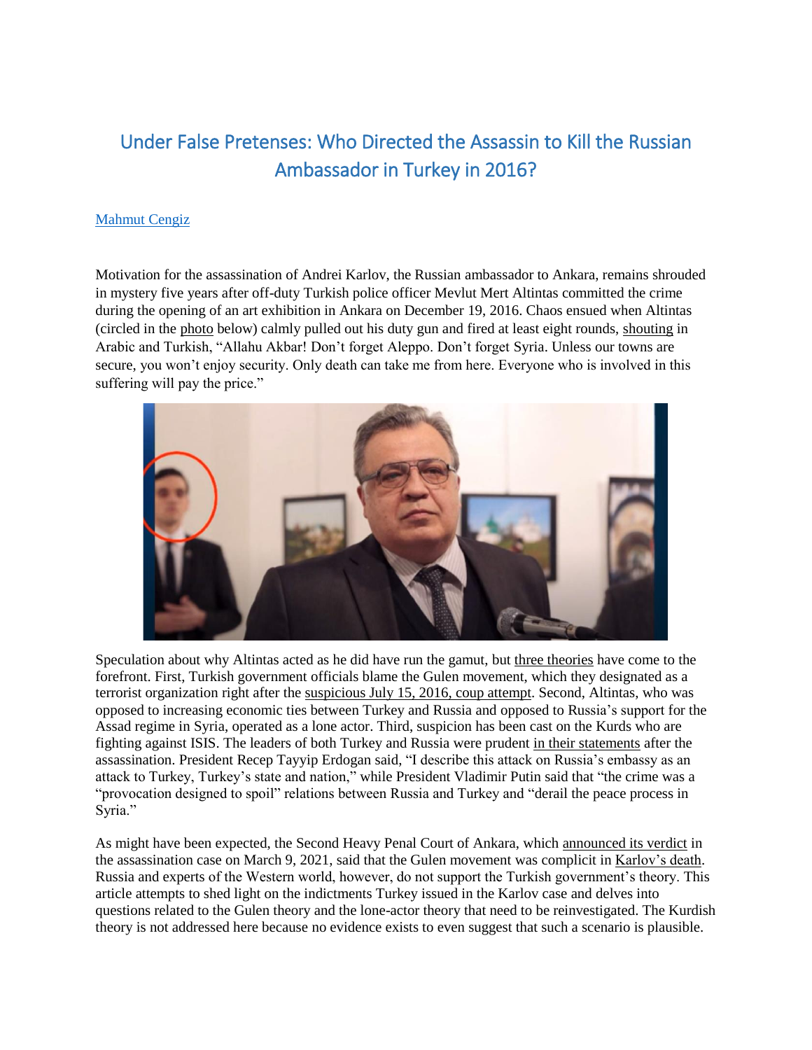# Under False Pretenses: Who Directed the Assassin to Kill the Russian Ambassador in Turkey in 2016?

Mahmut Cengiz

Motivation for the assassination of Andrei Karlov, the Russian ambassador to Ankara, remains shrouded in mystery five years after off-duty Turkish police officer Mevlut Mert Altintas committed the crime during the opening of an art exhibition in Ankara on December 19, 2016. Chaos ensued when Altintas (circled in the photo below) calmly pulled out his duty gun and fired at least eight rounds, shouting in Arabic and Turkish, "Allahu Akbar! Don't forget Aleppo. Don't forget Syria. Unless our towns are secure, you won't enjoy security. Only death can take me from here. Everyone who is involved in this suffering will pay the price."

Speculation about why Altintas acted as he did have run the gamut, but three theories have come to the forefront. First, Turkish government officials blame the Gulen movement, which they designated as a terrorist organization right after the suspicious July 15, 2016, coup attempt. Second, Altintas, who was opposed to increasing economic ties between Turkey and Russia and opposed to Russia's support for the Assad regime in Syria, operated as a lone actor. Third, suspicion has been cast on the Kurds who are fighting against ISIS. The leaders of both Turkey and Russia were prudent in their statements after the assassination. President Recep Tayyip Erdogan said, "I describe this attack on Russia's embassy as an attack to Turkey, Turkey's state and nation," while President Vladimir Putin said that "the crime was a "provocation designed to spoil" relations between Russia and Turkey and "derail the peace process in Syria."

As might have been expected, the Second Heavy Penal Court of Ankara, which announced its verdict in the assassination case on March 9, 2021, said that the Gulen movement was complicit in Karlov's death. Russia and experts of the Western world, however, do not support the Turkish government's theory. This article attempts to shed light on the indictments Turkey issued in the Karlov case and delves into questions related to the Gulen theory and the lone-actor theory that need to be reinvestigated. The Kurdish theory is not addressed here because no evidence exists to even suggest that such a scenario is plausible.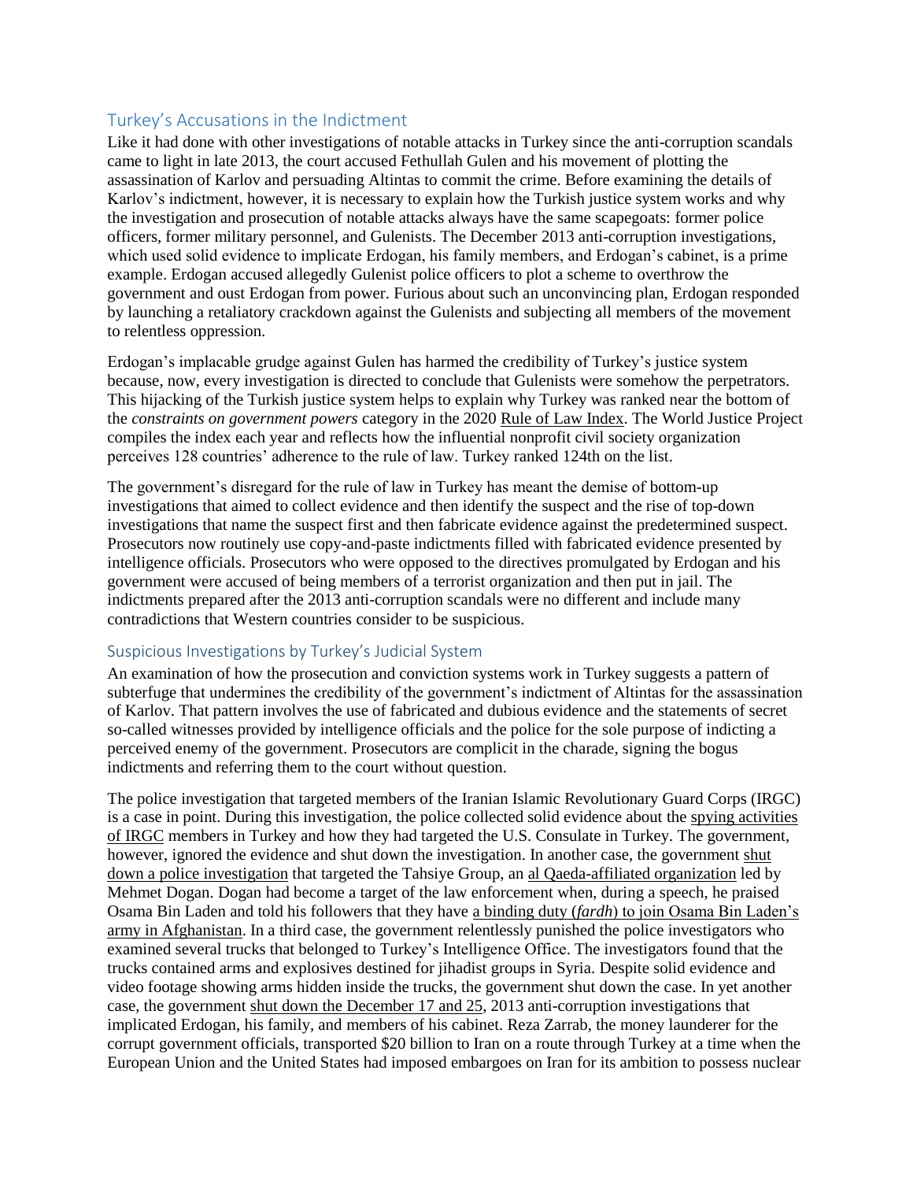## Turkey's Accusations in the Indictment

Like it had done with other investigations of notable attacks in Turkey since the anti-corruption scandals came to light in late 2013, the court accused Fethullah Gulen and his movement of plotting the assassination of Karlov and persuading Altintas to commit the crime. Before examining the details of Karlov's indictment, however, it is necessary to explain how the Turkish justice system works and why the investigation and prosecution of notable attacks always have the same scapegoats: former police officers, former military personnel, and Gulenists. The December 2013 anti-corruption investigations, which used solid evidence to implicate Erdogan, his family members, and Erdogan's cabinet, is a prime example. Erdogan accused allegedly Gulenist police officers to plot a scheme to overthrow the government and oust Erdogan from power. Furious about such an unconvincing plan, Erdogan responded by launching a retaliatory crackdown against the Gulenists and subjecting all members of the movement to relentless oppression.

Erdogan's implacable grudge against Gulen has harmed the credibility of Turkey's justice system because, now, every investigation is directed to conclude that Gulenists were somehow the perpetrators. This hijacking of the Turkish justice system helps to explain why Turkey was ranked near the bottom of the *constraints on government powers* category in the 2020 Rule of Law Index. The World Justice Project compiles the index each year and reflects how the influential nonprofit civil society organization perceives 128 countries' adherence to the rule of law. Turkey ranked 124th on the list.

The government's disregard for the rule of law in Turkey has meant the demise of bottom-up investigations that aimed to collect evidence and then identify the suspect and the rise of top-down investigations that name the suspect first and then fabricate evidence against the predetermined suspect. Prosecutors now routinely use copy-and-paste indictments filled with fabricated evidence presented by intelligence officials. Prosecutors who were opposed to the directives promulgated by Erdogan and his government were accused of being members of a terrorist organization and then put in jail. The indictments prepared after the 2013 anti-corruption scandals were no different and include many contradictions that Western countries consider to be suspicious.

## Suspicious Investigations by Turkey's Judicial System

An examination of how the prosecution and conviction systems work in Turkey suggests a pattern of subterfuge that undermines the credibility of the government's indictment of Altintas for the assassination of Karlov. That pattern involves the use of fabricated and dubious evidence and the statements of secret so-called witnesses provided by intelligence officials and the police for the sole purpose of indicting a perceived enemy of the government. Prosecutors are complicit in the charade, signing the bogus indictments and referring them to the court without question.

The police investigation that targeted members of the Iranian Islamic Revolutionary Guard Corps (IRGC) is a case in point. During this investigation, the police collected solid evidence about the spying activities of IRGC members in Turkey and how they had targeted the U.S. Consulate in Turkey. The government, however, ignored the evidence and shut down the investigation. In another case, the government shut down a police investigation that targeted the Tahsiye Group, an al Qaeda-affiliated organization led by Mehmet Dogan. Dogan had become a target of the law enforcement when, during a speech, he praised Osama Bin Laden and told his followers that they have a binding duty (*fardh*) to join Osama Bin Laden's army in Afghanistan. In a third case, the government relentlessly punished the police investigators who examined several trucks that belonged to Turkey's Intelligence Office. The investigators found that the trucks contained arms and explosives destined for jihadist groups in Syria. Despite solid evidence and video footage showing arms hidden inside the trucks, the government shut down the case. In yet another case, the government shut down the December 17 and 25, 2013 anti-corruption investigations that implicated Erdogan, his family, and members of his cabinet. Reza Zarrab, the money launderer for the corrupt government officials, transported $20 billion to Iran on a route through Turkey at a time when the European Union and the United States had imposed embargoes on Iran for its ambition to possess nuclear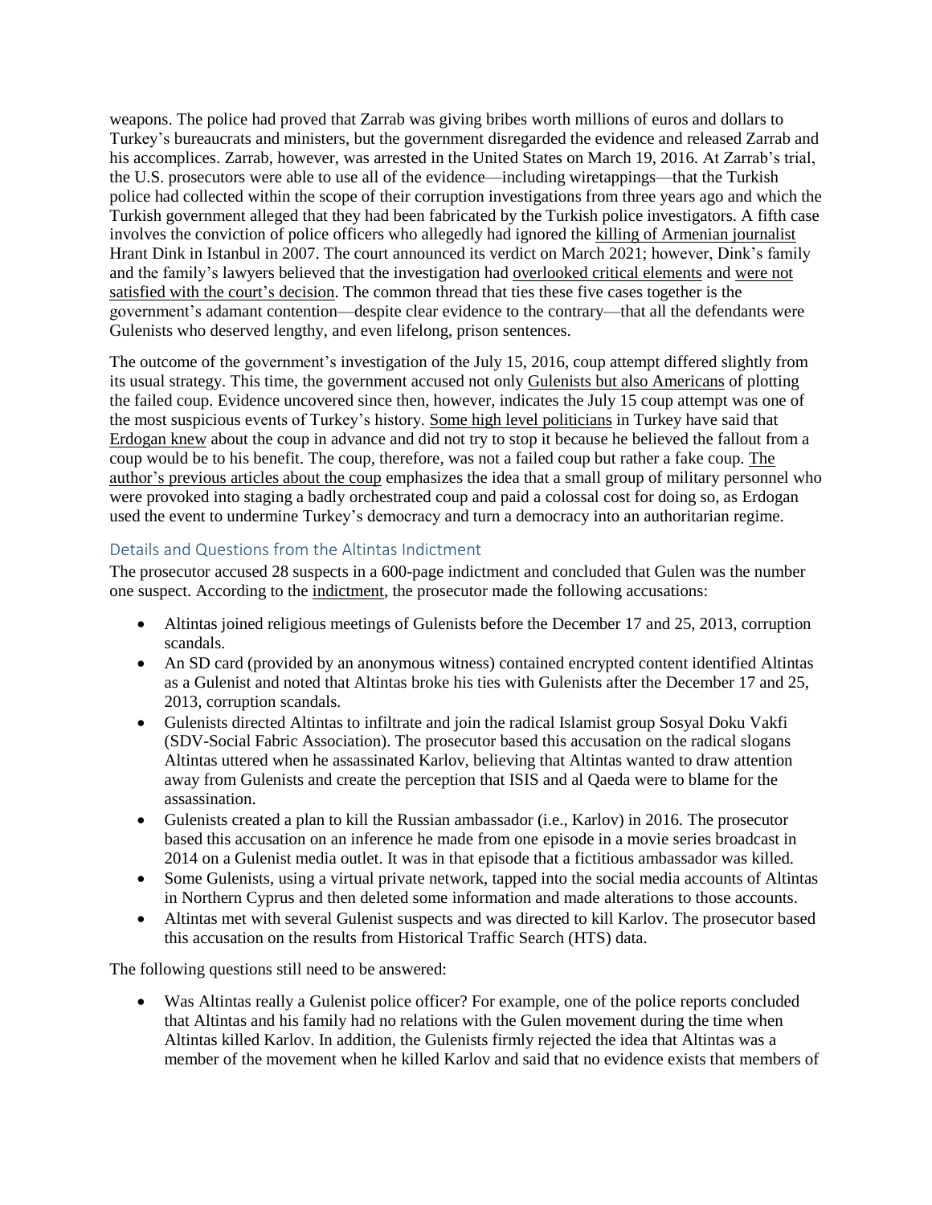weapons. The police had proved that Zarrab was giving bribes worth millions of euros and dollars to Turkey's bureaucrats and ministers, but the government disregarded the evidence and released Zarrab and his accomplices. Zarrab, however, was arrested in the United States on March 19, 2016. At Zarrab's trial, the U.S. prosecutors were able to use all of the evidence—including wiretappings—that the Turkish police had collected within the scope of their corruption investigations from three years ago and which the Turkish government alleged that they had been fabricated by the Turkish police investigators. A fifth case involves the conviction of police officers who allegedly had ignored the killing of Armenian journalist Hrant Dink in Istanbul in 2007. The court announced its verdict on March 2021; however, Dink's family and the family's lawyers believed that the investigation had overlooked critical elements and were not satisfied with the court's decision. The common thread that ties these five cases together is the government's adamant contention—despite clear evidence to the contrary—that all the defendants were Gulenists who deserved lengthy, and even lifelong, prison sentences.

The outcome of the government's investigation of the July 15, 2016, coup attempt differed slightly from its usual strategy. This time, the government accused not only Gulenists but also Americans of plotting the failed coup. Evidence uncovered since then, however, indicates the July 15 coup attempt was one of the most suspicious events of Turkey's history. Some high level politicians in Turkey have said that Erdogan knew about the coup in advance and did not try to stop it because he believed the fallout from a coup would be to his benefit. The coup, therefore, was not a failed coup but rather a fake coup. The author's previous articles about the coup emphasizes the idea that a small group of military personnel who were provoked into staging a badly orchestrated coup and paid a colossal cost for doing so, as Erdogan used the event to undermine Turkey's democracy and turn a democracy into an authoritarian regime.

## Details and Questions from the Altintas Indictment

The prosecutor accused 28 suspects in a 600-page indictment and concluded that Gulen was the number one suspect. According to the indictment, the prosecutor made the following accusations:

- Altintas joined religious meetings of Gulenists before the December 17 and 25, 2013, corruption scandals.
- An SD card (provided by an anonymous witness) contained encrypted content identified Altintas as a Gulenist and noted that Altintas broke his ties with Gulenists after the December 17 and 25, 2013, corruption scandals.
- Gulenists directed Altintas to infiltrate and join the radical Islamist group Sosyal Doku Vakfi (SDV-Social Fabric Association). The prosecutor based this accusation on the radical slogans Altintas uttered when he assassinated Karlov, believing that Altintas wanted to draw attention away from Gulenists and create the perception that ISIS and al Qaeda were to blame for the assassination.
- Gulenists created a plan to kill the Russian ambassador (i.e., Karlov) in 2016. The prosecutor based this accusation on an inference he made from one episode in a movie series broadcast in 2014 on a Gulenist media outlet. It was in that episode that a fictitious ambassador was killed.
- Some Gulenists, using a virtual private network, tapped into the social media accounts of Altintas in Northern Cyprus and then deleted some information and made alterations to those accounts.
- Altintas met with several Gulenist suspects and was directed to kill Karlov. The prosecutor based this accusation on the results from Historical Traffic Search (HTS) data.

The following questions still need to be answered:

- Was Altintas really a Gulenist police officer? For example, one of the police reports concluded that Altintas and his family had no relations with the Gulen movement during the time when Altintas killed Karlov. In addition, the Gulenists firmly rejected the idea that Altintas was a member of the movement when he killed Karlov and said that no evidence exists that members of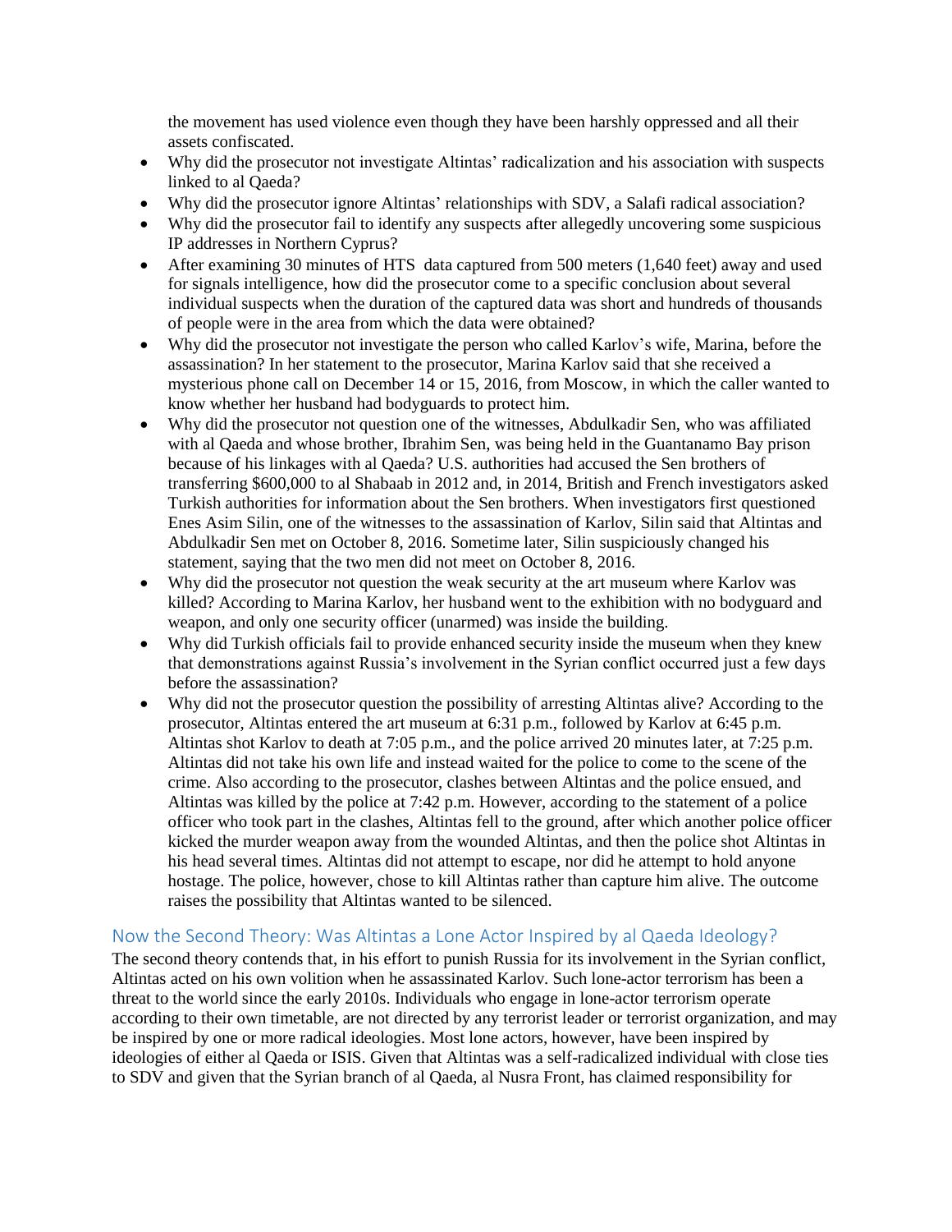the movement has used violence even though they have been harshly oppressed and all their assets confiscated.

- Why did the prosecutor not investigate Altintas' radicalization and his association with suspects linked to al Qaeda?
- Why did the prosecutor ignore Altintas' relationships with SDV, a Salafi radical association?
- Why did the prosecutor fail to identify any suspects after allegedly uncovering some suspicious IP addresses in Northern Cyprus?
- After examining 30 minutes of HTS data captured from 500 meters (1,640 feet) away and used for signals intelligence, how did the prosecutor come to a specific conclusion about several individual suspects when the duration of the captured data was short and hundreds of thousands of people were in the area from which the data were obtained?
- Why did the prosecutor not investigate the person who called Karlov's wife, Marina, before the assassination? In her statement to the prosecutor, Marina Karlov said that she received a mysterious phone call on December 14 or 15, 2016, from Moscow, in which the caller wanted to know whether her husband had bodyguards to protect him.
- Why did the prosecutor not question one of the witnesses, Abdulkadir Sen, who was affiliated with al Qaeda and whose brother, Ibrahim Sen, was being held in the Guantanamo Bay prison because of his linkages with al Qaeda? U.S. authorities had accused the Sen brothers of transferring $600,000 to al Shabaab in 2012 and, in 2014, British and French investigators asked Turkish authorities for information about the Sen brothers. When investigators first questioned Enes Asim Silin, one of the witnesses to the assassination of Karlov, Silin said that Altintas and Abdulkadir Sen met on October 8, 2016. Sometime later, Silin suspiciously changed his statement, saying that the two men did not meet on October 8, 2016.
- Why did the prosecutor not question the weak security at the art museum where Karlov was killed? According to Marina Karlov, her husband went to the exhibition with no bodyguard and weapon, and only one security officer (unarmed) was inside the building.
- Why did Turkish officials fail to provide enhanced security inside the museum when they knew that demonstrations against Russia's involvement in the Syrian conflict occurred just a few days before the assassination?
- Why did not the prosecutor question the possibility of arresting Altintas alive? According to the prosecutor, Altintas entered the art museum at 6:31 p.m., followed by Karlov at 6:45 p.m. Altintas shot Karlov to death at 7:05 p.m., and the police arrived 20 minutes later, at 7:25 p.m. Altintas did not take his own life and instead waited for the police to come to the scene of the crime. Also according to the prosecutor, clashes between Altintas and the police ensued, and Altintas was killed by the police at 7:42 p.m. However, according to the statement of a police officer who took part in the clashes, Altintas fell to the ground, after which another police officer kicked the murder weapon away from the wounded Altintas, and then the police shot Altintas in his head several times. Altintas did not attempt to escape, nor did he attempt to hold anyone hostage. The police, however, chose to kill Altintas rather than capture him alive. The outcome raises the possibility that Altintas wanted to be silenced.

## Now the Second Theory: Was Altintas a Lone Actor Inspired by al Qaeda Ideology?

The second theory contends that, in his effort to punish Russia for its involvement in the Syrian conflict, Altintas acted on his own volition when he assassinated Karlov. Such lone-actor terrorism has been a threat to the world since the early 2010s. Individuals who engage in lone-actor terrorism operate according to their own timetable, are not directed by any terrorist leader or terrorist organization, and may be inspired by one or more radical ideologies. Most lone actors, however, have been inspired by ideologies of either al Qaeda or ISIS. Given that Altintas was a self-radicalized individual with close ties to SDV and given that the Syrian branch of al Qaeda, al Nusra Front, has claimed responsibility for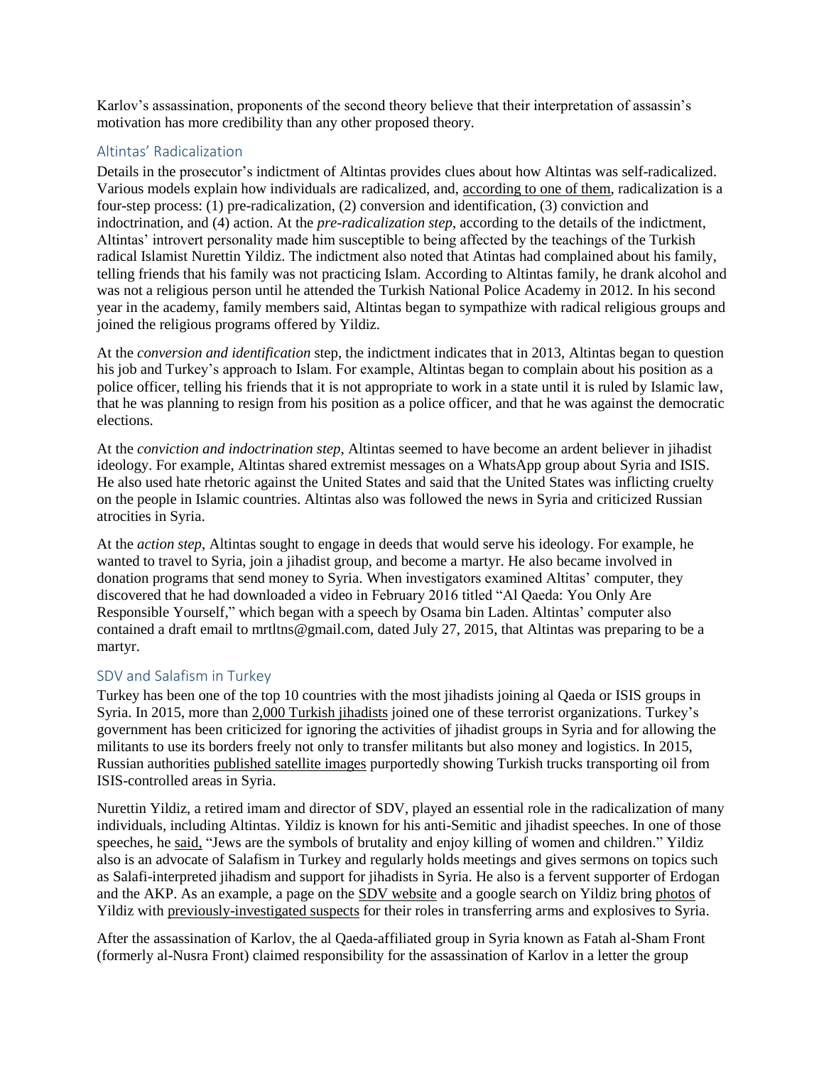Karlov's assassination, proponents of the second theory believe that their interpretation of assassin's motivation has more credibility than any other proposed theory.

## Altintas' Radicalization

Details in the prosecutor's indictment of Altintas provides clues about how Altintas was self-radicalized. Various models explain how individuals are radicalized, and, according to one of them, radicalization is a four-step process: (1) pre-radicalization, (2) conversion and identification, (3) conviction and indoctrination, and (4) action. At the *pre-radicalization step*, according to the details of the indictment, Altintas' introvert personality made him susceptible to being affected by the teachings of the Turkish radical Islamist Nurettin Yildiz. The indictment also noted that Atintas had complained about his family, telling friends that his family was not practicing Islam. According to Altintas family, he drank alcohol and was not a religious person until he attended the Turkish National Police Academy in 2012. In his second year in the academy, family members said, Altintas began to sympathize with radical religious groups and joined the religious programs offered by Yildiz.

At the *conversion and identification* step, the indictment indicates that in 2013, Altintas began to question his job and Turkey's approach to Islam. For example, Altintas began to complain about his position as a police officer, telling his friends that it is not appropriate to work in a state until it is ruled by Islamic law, that he was planning to resign from his position as a police officer, and that he was against the democratic elections.

At the *conviction and indoctrination step*, Altintas seemed to have become an ardent believer in jihadist ideology. For example, Altintas shared extremist messages on a WhatsApp group about Syria and ISIS. He also used hate rhetoric against the United States and said that the United States was inflicting cruelty on the people in Islamic countries. Altintas also was followed the news in Syria and criticized Russian atrocities in Syria.

At the *action step*, Altintas sought to engage in deeds that would serve his ideology. For example, he wanted to travel to Syria, join a jihadist group, and become a martyr. He also became involved in donation programs that send money to Syria. When investigators examined Altitas' computer, they discovered that he had downloaded a video in February 2016 titled "Al Qaeda: You Only Are Responsible Yourself," which began with a speech by Osama bin Laden. Altintas' computer also contained a draft email to mrtltns@gmail.com, dated July 27, 2015, that Altintas was preparing to be a martyr.

## SDV and Salafism in Turkey

Turkey has been one of the top 10 countries with the most jihadists joining al Qaeda or ISIS groups in Syria. In 2015, more than 2,000 Turkish jihadists joined one of these terrorist organizations. Turkey's government has been criticized for ignoring the activities of jihadist groups in Syria and for allowing the militants to use its borders freely not only to transfer militants but also money and logistics. In 2015, Russian authorities published satellite images purportedly showing Turkish trucks transporting oil from ISIS-controlled areas in Syria.

Nurettin Yildiz, a retired imam and director of SDV, played an essential role in the radicalization of many individuals, including Altintas. Yildiz is known for his anti-Semitic and jihadist speeches. In one of those speeches, he said, "Jews are the symbols of brutality and enjoy killing of women and children." Yildiz also is an advocate of Salafism in Turkey and regularly holds meetings and gives sermons on topics such as Salafi-interpreted jihadism and support for jihadists in Syria. He also is a fervent supporter of Erdogan and the AKP. As an example, a page on the SDV website and a google search on Yildiz bring photos of Yildiz with previously-investigated suspects for their roles in transferring arms and explosives to Syria.

After the assassination of Karlov, the al Qaeda-affiliated group in Syria known as Fatah al-Sham Front (formerly al-Nusra Front) claimed responsibility for the assassination of Karlov in a letter the group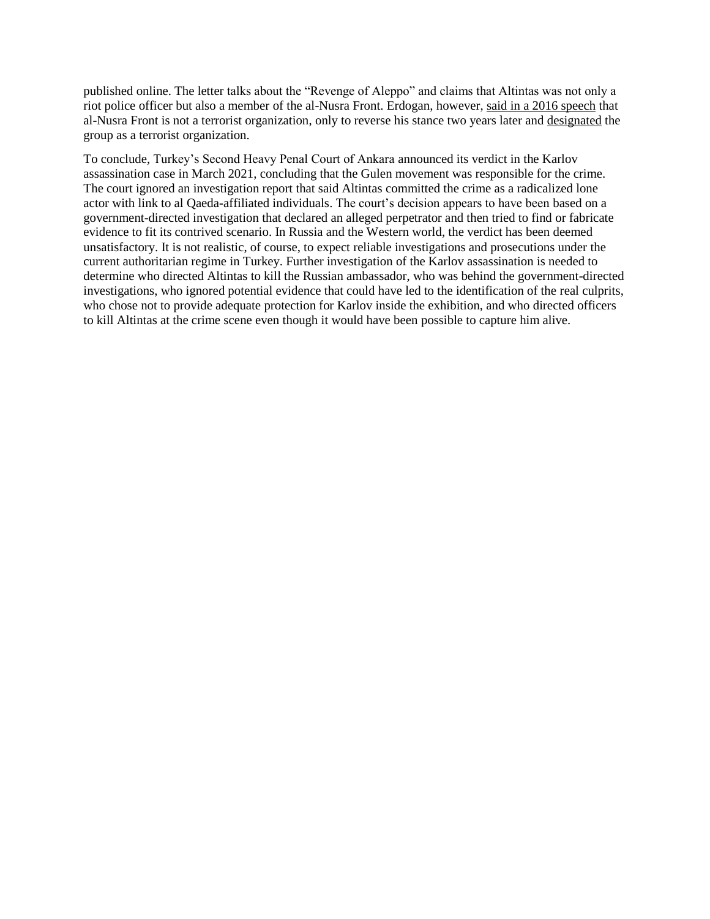published online. The letter talks about the "Revenge of Aleppo" and claims that Altintas was not only a riot police officer but also a member of the al-Nusra Front. Erdogan, however, said in a 2016 speech that al-Nusra Front is not a terrorist organization, only to reverse his stance two years later and designated the group as a terrorist organization.

To conclude, Turkey's Second Heavy Penal Court of Ankara announced its verdict in the Karlov assassination case in March 2021, concluding that the Gulen movement was responsible for the crime. The court ignored an investigation report that said Altintas committed the crime as a radicalized lone actor with link to al Qaeda-affiliated individuals. The court's decision appears to have been based on a government-directed investigation that declared an alleged perpetrator and then tried to find or fabricate evidence to fit its contrived scenario. In Russia and the Western world, the verdict has been deemed unsatisfactory. It is not realistic, of course, to expect reliable investigations and prosecutions under the current authoritarian regime in Turkey. Further investigation of the Karlov assassination is needed to determine who directed Altintas to kill the Russian ambassador, who was behind the government-directed investigations, who ignored potential evidence that could have led to the identification of the real culprits, who chose not to provide adequate protection for Karlov inside the exhibition, and who directed officers to kill Altintas at the crime scene even though it would have been possible to capture him alive.